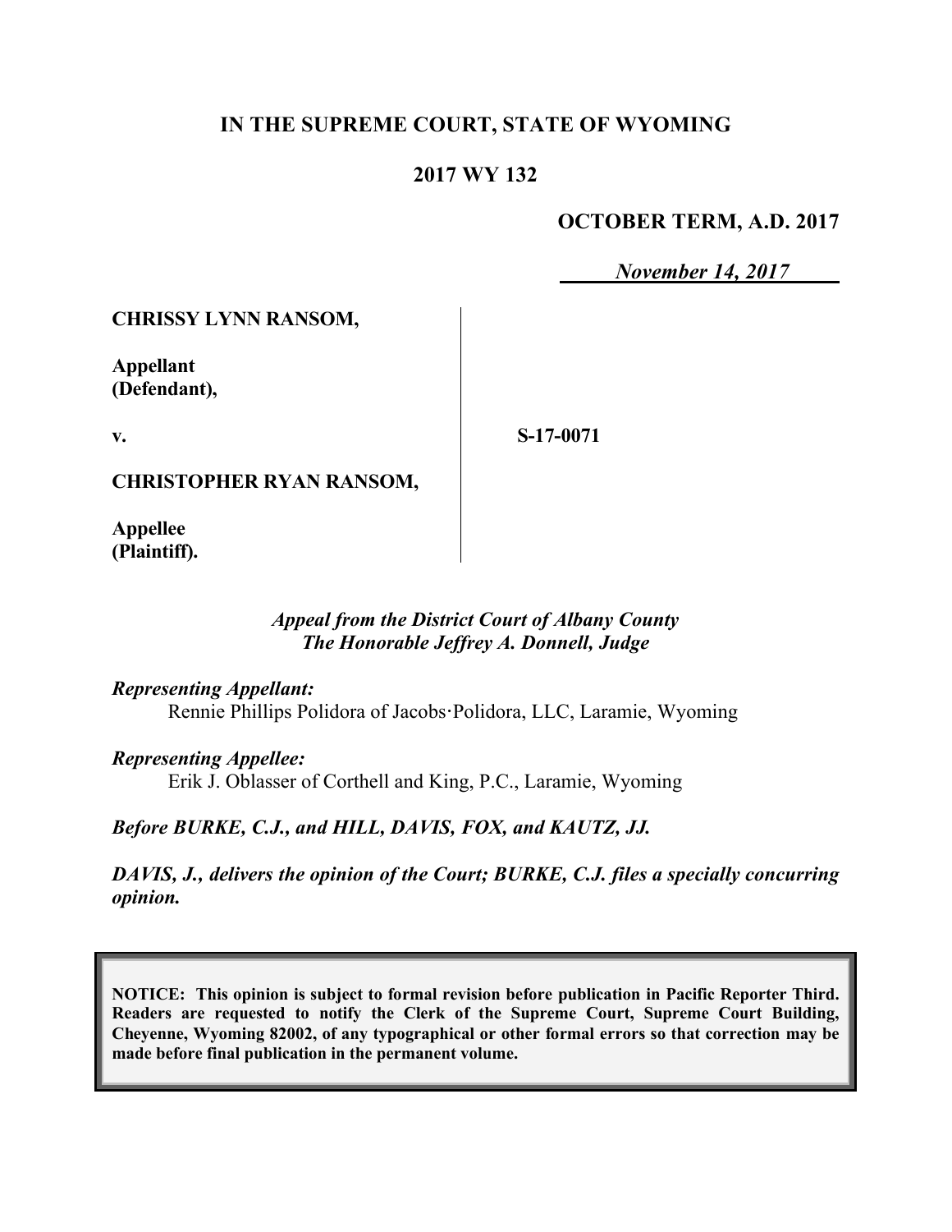# IN THE SUPREME COURT, STATE OF WYOMING

## 2017 WY 132

**OCTOBER TERM, A.D. 2017**

*November 14, 2017*

**CHRISSY LYNN RANSOM,**

**Appellant (Defendant),**

**v.**

**S-17-0071**

**CHRISTOPHER RYAN RANSOM,**

**Appellee (Plaintiff).**

*Appeal from the District Court of Albany County*
*The Honorable Jeffrey A. Donnell, Judge*

*Representing Appellant:*
Rennie Phillips Polidora of Jacobs·Polidora, LLC, Laramie, Wyoming

*Representing Appellee:*
Erik J. Oblasser of Corthell and King, P.C., Laramie, Wyoming

*Before BURKE, C.J., and HILL, DAVIS, FOX, and KAUTZ, JJ.*

*DAVIS, J., delivers the opinion of the Court; BURKE, C.J. files a specially concurring opinion.*

**NOTICE: This opinion is subject to formal revision before publication in Pacific Reporter Third. Readers are requested to notify the Clerk of the Supreme Court, Supreme Court Building, Cheyenne, Wyoming 82002, of any typographical or other formal errors so that correction may be made before final publication in the permanent volume.**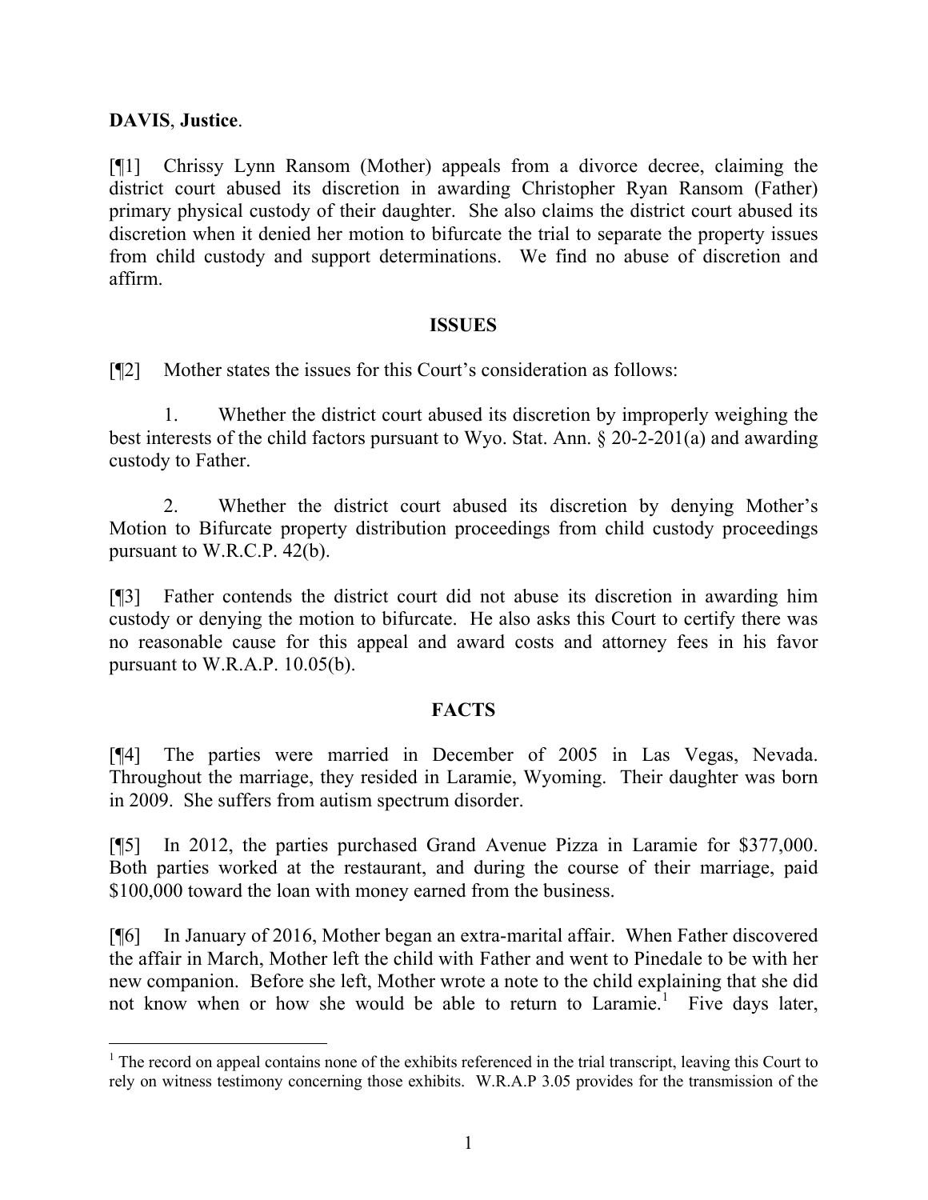**DAVIS**, **Justice**.

[¶1] Chrissy Lynn Ransom (Mother) appeals from a divorce decree, claiming the district court abused its discretion in awarding Christopher Ryan Ransom (Father) primary physical custody of their daughter. She also claims the district court abused its discretion when it denied her motion to bifurcate the trial to separate the property issues from child custody and support determinations. We find no abuse of discretion and affirm.

## ISSUES

[¶2] Mother states the issues for this Court's consideration as follows:

1. Whether the district court abused its discretion by improperly weighing the best interests of the child factors pursuant to Wyo. Stat. Ann. § 20-2-201(a) and awarding custody to Father.

2. Whether the district court abused its discretion by denying Mother's Motion to Bifurcate property distribution proceedings from child custody proceedings pursuant to W.R.C.P. 42(b).

[¶3] Father contends the district court did not abuse its discretion in awarding him custody or denying the motion to bifurcate. He also asks this Court to certify there was no reasonable cause for this appeal and award costs and attorney fees in his favor pursuant to W.R.A.P. 10.05(b).

## FACTS

[¶4] The parties were married in December of 2005 in Las Vegas, Nevada. Throughout the marriage, they resided in Laramie, Wyoming. Their daughter was born in 2009. She suffers from autism spectrum disorder.

[¶5] In 2012, the parties purchased Grand Avenue Pizza in Laramie for $377,000. Both parties worked at the restaurant, and during the course of their marriage, paid $100,000 toward the loan with money earned from the business.

[¶6] In January of 2016, Mother began an extra-marital affair. When Father discovered the affair in March, Mother left the child with Father and went to Pinedale to be with her new companion. Before she left, Mother wrote a note to the child explaining that she did not know when or how she would be able to return to Laramie.[1] Five days later,

[1] The record on appeal contains none of the exhibits referenced in the trial transcript, leaving this Court to rely on witness testimony concerning those exhibits. W.R.A.P 3.05 provides for the transmission of the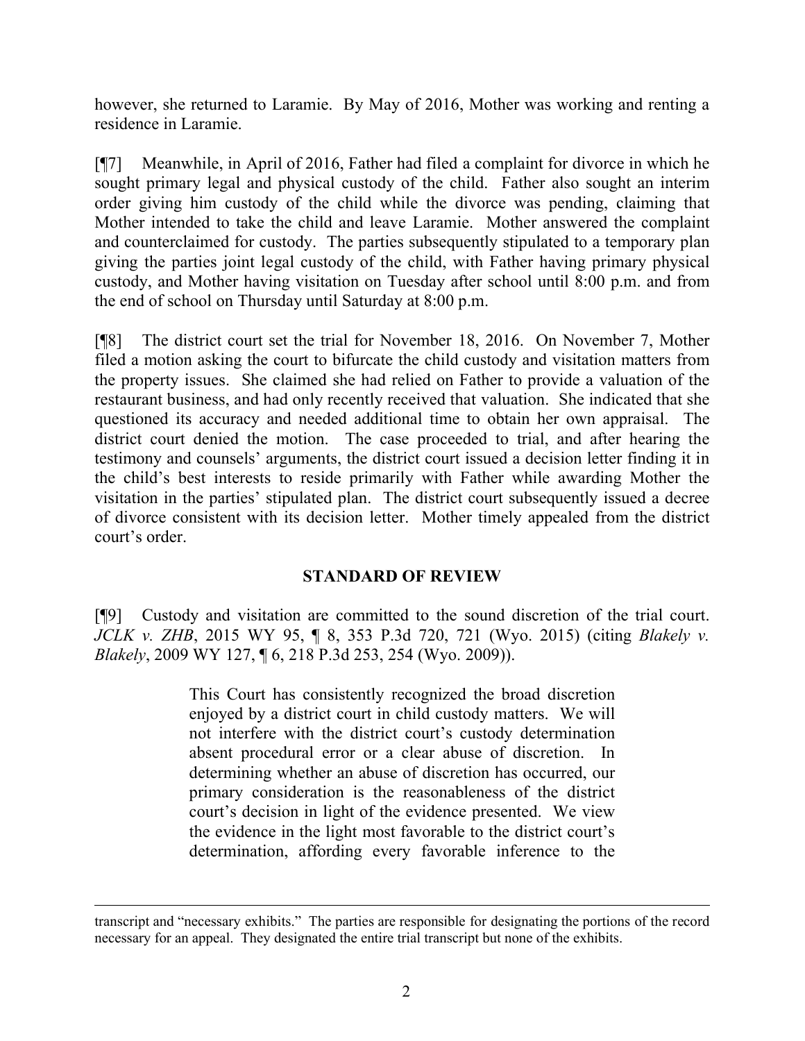however, she returned to Laramie. By May of 2016, Mother was working and renting a residence in Laramie.

[¶7] Meanwhile, in April of 2016, Father had filed a complaint for divorce in which he sought primary legal and physical custody of the child. Father also sought an interim order giving him custody of the child while the divorce was pending, claiming that Mother intended to take the child and leave Laramie. Mother answered the complaint and counterclaimed for custody. The parties subsequently stipulated to a temporary plan giving the parties joint legal custody of the child, with Father having primary physical custody, and Mother having visitation on Tuesday after school until 8:00 p.m. and from the end of school on Thursday until Saturday at 8:00 p.m.

[¶8] The district court set the trial for November 18, 2016. On November 7, Mother filed a motion asking the court to bifurcate the child custody and visitation matters from the property issues. She claimed she had relied on Father to provide a valuation of the restaurant business, and had only recently received that valuation. She indicated that she questioned its accuracy and needed additional time to obtain her own appraisal. The district court denied the motion. The case proceeded to trial, and after hearing the testimony and counsels' arguments, the district court issued a decision letter finding it in the child's best interests to reside primarily with Father while awarding Mother the visitation in the parties' stipulated plan. The district court subsequently issued a decree of divorce consistent with its decision letter. Mother timely appealed from the district court's order.

## STANDARD OF REVIEW

[¶9] Custody and visitation are committed to the sound discretion of the trial court. *JCLK v. ZHB*, 2015 WY 95, ¶ 8, 353 P.3d 720, 721 (Wyo. 2015) (citing *Blakely v. Blakely*, 2009 WY 127, ¶ 6, 218 P.3d 253, 254 (Wyo. 2009)).

> This Court has consistently recognized the broad discretion enjoyed by a district court in child custody matters. We will not interfere with the district court's custody determination absent procedural error or a clear abuse of discretion. In determining whether an abuse of discretion has occurred, our primary consideration is the reasonableness of the district court's decision in light of the evidence presented. We view the evidence in the light most favorable to the district court's determination, affording every favorable inference to the

---

transcript and "necessary exhibits." The parties are responsible for designating the portions of the record necessary for an appeal. They designated the entire trial transcript but none of the exhibits.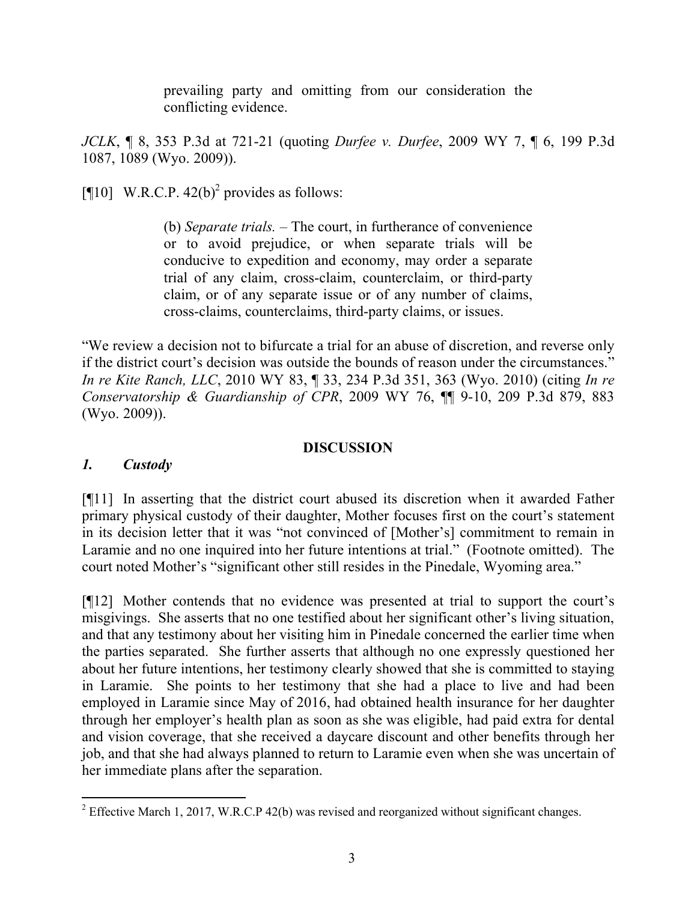> prevailing party and omitting from our consideration the conflicting evidence.

*JCLK*, ¶ 8, 353 P.3d at 721-21 (quoting *Durfee v. Durfee*, 2009 WY 7, ¶ 6, 199 P.3d 1087, 1089 (Wyo. 2009)).

[¶10] W.R.C.P. 42(b)[2] provides as follows:

> (b) *Separate trials.* – The court, in furtherance of convenience or to avoid prejudice, or when separate trials will be conducive to expedition and economy, may order a separate trial of any claim, cross-claim, counterclaim, or third-party claim, or of any separate issue or of any number of claims, cross-claims, counterclaims, third-party claims, or issues.

"We review a decision not to bifurcate a trial for an abuse of discretion, and reverse only if the district court's decision was outside the bounds of reason under the circumstances." *In re Kite Ranch, LLC*, 2010 WY 83, ¶ 33, 234 P.3d 351, 363 (Wyo. 2010) (citing *In re Conservatorship & Guardianship of CPR*, 2009 WY 76, ¶¶ 9-10, 209 P.3d 879, 883 (Wyo. 2009)).

## DISCUSSION

### *1. Custody*

[¶11] In asserting that the district court abused its discretion when it awarded Father primary physical custody of their daughter, Mother focuses first on the court's statement in its decision letter that it was "not convinced of [Mother's] commitment to remain in Laramie and no one inquired into her future intentions at trial." (Footnote omitted). The court noted Mother's "significant other still resides in the Pinedale, Wyoming area."

[¶12] Mother contends that no evidence was presented at trial to support the court's misgivings. She asserts that no one testified about her significant other's living situation, and that any testimony about her visiting him in Pinedale concerned the earlier time when the parties separated. She further asserts that although no one expressly questioned her about her future intentions, her testimony clearly showed that she is committed to staying in Laramie. She points to her testimony that she had a place to live and had been employed in Laramie since May of 2016, had obtained health insurance for her daughter through her employer's health plan as soon as she was eligible, had paid extra for dental and vision coverage, that she received a daycare discount and other benefits through her job, and that she had always planned to return to Laramie even when she was uncertain of her immediate plans after the separation.

---

[2] Effective March 1, 2017, W.R.C.P 42(b) was revised and reorganized without significant changes.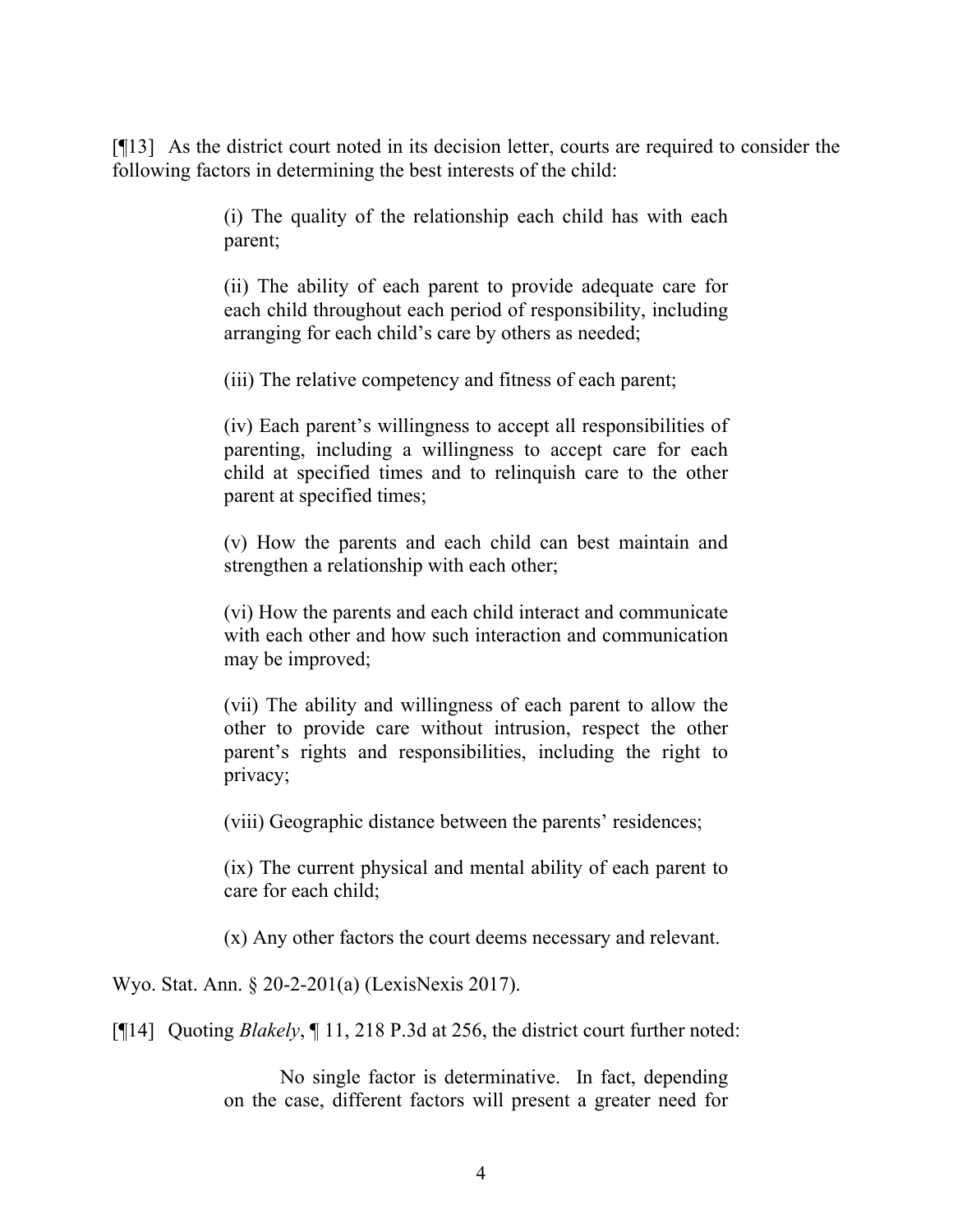[¶13] As the district court noted in its decision letter, courts are required to consider the following factors in determining the best interests of the child:

> (i) The quality of the relationship each child has with each parent;
>
> (ii) The ability of each parent to provide adequate care for each child throughout each period of responsibility, including arranging for each child's care by others as needed;
>
> (iii) The relative competency and fitness of each parent;
>
> (iv) Each parent's willingness to accept all responsibilities of parenting, including a willingness to accept care for each child at specified times and to relinquish care to the other parent at specified times;
>
> (v) How the parents and each child can best maintain and strengthen a relationship with each other;
>
> (vi) How the parents and each child interact and communicate with each other and how such interaction and communication may be improved;
>
> (vii) The ability and willingness of each parent to allow the other to provide care without intrusion, respect the other parent's rights and responsibilities, including the right to privacy;
>
> (viii) Geographic distance between the parents' residences;
>
> (ix) The current physical and mental ability of each parent to care for each child;
>
> (x) Any other factors the court deems necessary and relevant.

Wyo. Stat. Ann. § 20-2-201(a) (LexisNexis 2017).

[¶14] Quoting *Blakely*, ¶ 11, 218 P.3d at 256, the district court further noted:

> No single factor is determinative. In fact, depending on the case, different factors will present a greater need for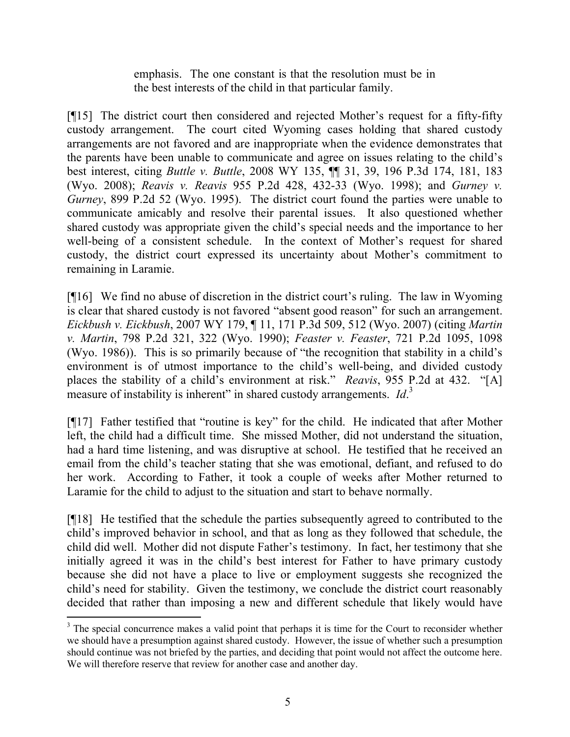> emphasis. The one constant is that the resolution must be in the best interests of the child in that particular family.

[¶15] The district court then considered and rejected Mother's request for a fifty-fifty custody arrangement. The court cited Wyoming cases holding that shared custody arrangements are not favored and are inappropriate when the evidence demonstrates that the parents have been unable to communicate and agree on issues relating to the child's best interest, citing *Buttle v. Buttle*, 2008 WY 135, ¶¶ 31, 39, 196 P.3d 174, 181, 183 (Wyo. 2008); *Reavis v. Reavis* 955 P.2d 428, 432-33 (Wyo. 1998); and *Gurney v. Gurney*, 899 P.2d 52 (Wyo. 1995). The district court found the parties were unable to communicate amicably and resolve their parental issues. It also questioned whether shared custody was appropriate given the child's special needs and the importance to her well-being of a consistent schedule. In the context of Mother's request for shared custody, the district court expressed its uncertainty about Mother's commitment to remaining in Laramie.

[¶16] We find no abuse of discretion in the district court's ruling. The law in Wyoming is clear that shared custody is not favored "absent good reason" for such an arrangement. *Eickbush v. Eickbush*, 2007 WY 179, ¶ 11, 171 P.3d 509, 512 (Wyo. 2007) (citing *Martin v. Martin*, 798 P.2d 321, 322 (Wyo. 1990); *Feaster v. Feaster*, 721 P.2d 1095, 1098 (Wyo. 1986)). This is so primarily because of "the recognition that stability in a child's environment is of utmost importance to the child's well-being, and divided custody places the stability of a child's environment at risk." *Reavis*, 955 P.2d at 432. "[A] measure of instability is inherent" in shared custody arrangements. *Id*.[3]

[¶17] Father testified that "routine is key" for the child. He indicated that after Mother left, the child had a difficult time. She missed Mother, did not understand the situation, had a hard time listening, and was disruptive at school. He testified that he received an email from the child's teacher stating that she was emotional, defiant, and refused to do her work. According to Father, it took a couple of weeks after Mother returned to Laramie for the child to adjust to the situation and start to behave normally.

[¶18] He testified that the schedule the parties subsequently agreed to contributed to the child's improved behavior in school, and that as long as they followed that schedule, the child did well. Mother did not dispute Father's testimony. In fact, her testimony that she initially agreed it was in the child's best interest for Father to have primary custody because she did not have a place to live or employment suggests she recognized the child's need for stability. Given the testimony, we conclude the district court reasonably decided that rather than imposing a new and different schedule that likely would have

---

[3] The special concurrence makes a valid point that perhaps it is time for the Court to reconsider whether we should have a presumption against shared custody. However, the issue of whether such a presumption should continue was not briefed by the parties, and deciding that point would not affect the outcome here. We will therefore reserve that review for another case and another day.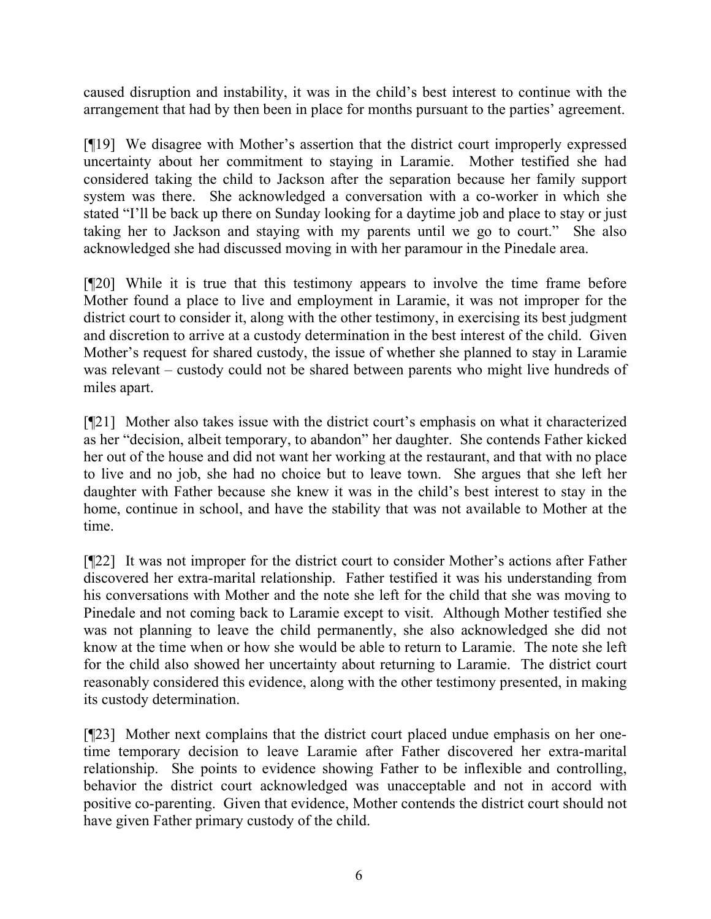caused disruption and instability, it was in the child's best interest to continue with the arrangement that had by then been in place for months pursuant to the parties' agreement.

[¶19] We disagree with Mother's assertion that the district court improperly expressed uncertainty about her commitment to staying in Laramie. Mother testified she had considered taking the child to Jackson after the separation because her family support system was there. She acknowledged a conversation with a co-worker in which she stated "I'll be back up there on Sunday looking for a daytime job and place to stay or just taking her to Jackson and staying with my parents until we go to court." She also acknowledged she had discussed moving in with her paramour in the Pinedale area.

[¶20] While it is true that this testimony appears to involve the time frame before Mother found a place to live and employment in Laramie, it was not improper for the district court to consider it, along with the other testimony, in exercising its best judgment and discretion to arrive at a custody determination in the best interest of the child. Given Mother's request for shared custody, the issue of whether she planned to stay in Laramie was relevant – custody could not be shared between parents who might live hundreds of miles apart.

[¶21] Mother also takes issue with the district court's emphasis on what it characterized as her "decision, albeit temporary, to abandon" her daughter. She contends Father kicked her out of the house and did not want her working at the restaurant, and that with no place to live and no job, she had no choice but to leave town. She argues that she left her daughter with Father because she knew it was in the child's best interest to stay in the home, continue in school, and have the stability that was not available to Mother at the time.

[¶22] It was not improper for the district court to consider Mother's actions after Father discovered her extra-marital relationship. Father testified it was his understanding from his conversations with Mother and the note she left for the child that she was moving to Pinedale and not coming back to Laramie except to visit. Although Mother testified she was not planning to leave the child permanently, she also acknowledged she did not know at the time when or how she would be able to return to Laramie. The note she left for the child also showed her uncertainty about returning to Laramie. The district court reasonably considered this evidence, along with the other testimony presented, in making its custody determination.

[¶23] Mother next complains that the district court placed undue emphasis on her one-time temporary decision to leave Laramie after Father discovered her extra-marital relationship. She points to evidence showing Father to be inflexible and controlling, behavior the district court acknowledged was unacceptable and not in accord with positive co-parenting. Given that evidence, Mother contends the district court should not have given Father primary custody of the child.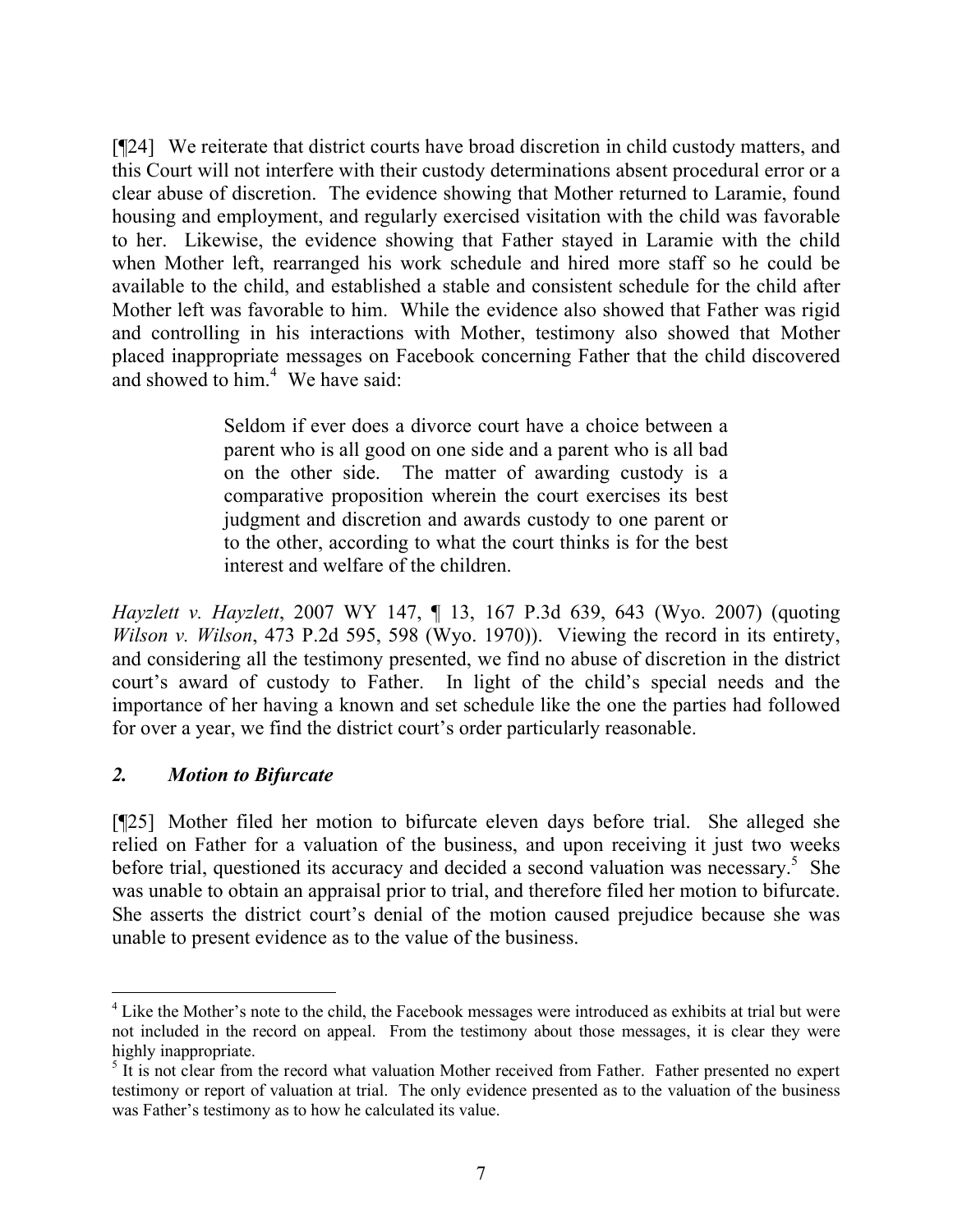[¶24] We reiterate that district courts have broad discretion in child custody matters, and this Court will not interfere with their custody determinations absent procedural error or a clear abuse of discretion. The evidence showing that Mother returned to Laramie, found housing and employment, and regularly exercised visitation with the child was favorable to her. Likewise, the evidence showing that Father stayed in Laramie with the child when Mother left, rearranged his work schedule and hired more staff so he could be available to the child, and established a stable and consistent schedule for the child after Mother left was favorable to him. While the evidence also showed that Father was rigid and controlling in his interactions with Mother, testimony also showed that Mother placed inappropriate messages on Facebook concerning Father that the child discovered and showed to him.[4] We have said:

> Seldom if ever does a divorce court have a choice between a parent who is all good on one side and a parent who is all bad on the other side. The matter of awarding custody is a comparative proposition wherein the court exercises its best judgment and discretion and awards custody to one parent or to the other, according to what the court thinks is for the best interest and welfare of the children.

*Hayzlett v. Hayzlett*, 2007 WY 147, ¶ 13, 167 P.3d 639, 643 (Wyo. 2007) (quoting *Wilson v. Wilson*, 473 P.2d 595, 598 (Wyo. 1970)). Viewing the record in its entirety, and considering all the testimony presented, we find no abuse of discretion in the district court's award of custody to Father. In light of the child's special needs and the importance of her having a known and set schedule like the one the parties had followed for over a year, we find the district court's order particularly reasonable.

### *2. Motion to Bifurcate*

[¶25] Mother filed her motion to bifurcate eleven days before trial. She alleged she relied on Father for a valuation of the business, and upon receiving it just two weeks before trial, questioned its accuracy and decided a second valuation was necessary.[5] She was unable to obtain an appraisal prior to trial, and therefore filed her motion to bifurcate. She asserts the district court's denial of the motion caused prejudice because she was unable to present evidence as to the value of the business.

---

[4] Like the Mother's note to the child, the Facebook messages were introduced as exhibits at trial but were not included in the record on appeal. From the testimony about those messages, it is clear they were highly inappropriate.

[5] It is not clear from the record what valuation Mother received from Father. Father presented no expert testimony or report of valuation at trial. The only evidence presented as to the valuation of the business was Father's testimony as to how he calculated its value.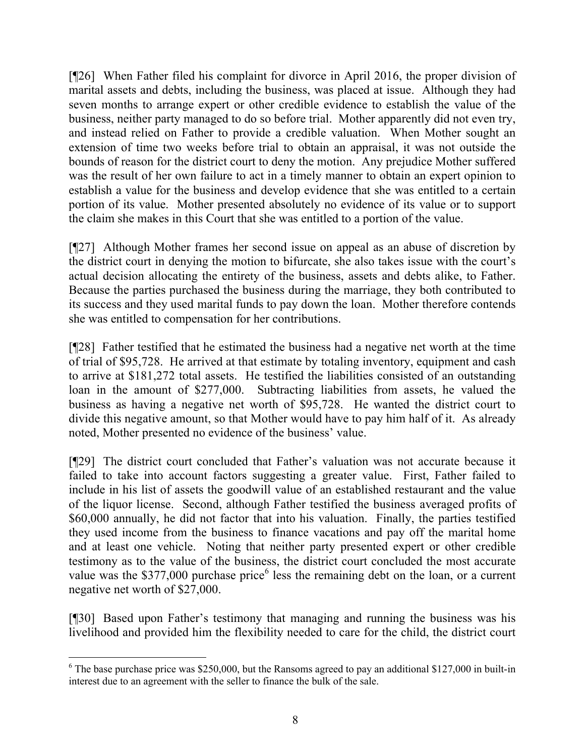[¶26] When Father filed his complaint for divorce in April 2016, the proper division of marital assets and debts, including the business, was placed at issue. Although they had seven months to arrange expert or other credible evidence to establish the value of the business, neither party managed to do so before trial. Mother apparently did not even try, and instead relied on Father to provide a credible valuation. When Mother sought an extension of time two weeks before trial to obtain an appraisal, it was not outside the bounds of reason for the district court to deny the motion. Any prejudice Mother suffered was the result of her own failure to act in a timely manner to obtain an expert opinion to establish a value for the business and develop evidence that she was entitled to a certain portion of its value. Mother presented absolutely no evidence of its value or to support the claim she makes in this Court that she was entitled to a portion of the value.

[¶27] Although Mother frames her second issue on appeal as an abuse of discretion by the district court in denying the motion to bifurcate, she also takes issue with the court's actual decision allocating the entirety of the business, assets and debts alike, to Father. Because the parties purchased the business during the marriage, they both contributed to its success and they used marital funds to pay down the loan. Mother therefore contends she was entitled to compensation for her contributions.

[¶28] Father testified that he estimated the business had a negative net worth at the time of trial of $95,728. He arrived at that estimate by totaling inventory, equipment and cash to arrive at $181,272 total assets. He testified the liabilities consisted of an outstanding loan in the amount of $277,000. Subtracting liabilities from assets, he valued the business as having a negative net worth of $95,728. He wanted the district court to divide this negative amount, so that Mother would have to pay him half of it. As already noted, Mother presented no evidence of the business' value.

[¶29] The district court concluded that Father's valuation was not accurate because it failed to take into account factors suggesting a greater value. First, Father failed to include in his list of assets the goodwill value of an established restaurant and the value of the liquor license. Second, although Father testified the business averaged profits of $60,000 annually, he did not factor that into his valuation. Finally, the parties testified they used income from the business to finance vacations and pay off the marital home and at least one vehicle. Noting that neither party presented expert or other credible testimony as to the value of the business, the district court concluded the most accurate value was the $377,000 purchase price[6] less the remaining debt on the loan, or a current negative net worth of $27,000.

[¶30] Based upon Father's testimony that managing and running the business was his livelihood and provided him the flexibility needed to care for the child, the district court

---

[6] The base purchase price was $250,000, but the Ransoms agreed to pay an additional $127,000 in built-in interest due to an agreement with the seller to finance the bulk of the sale.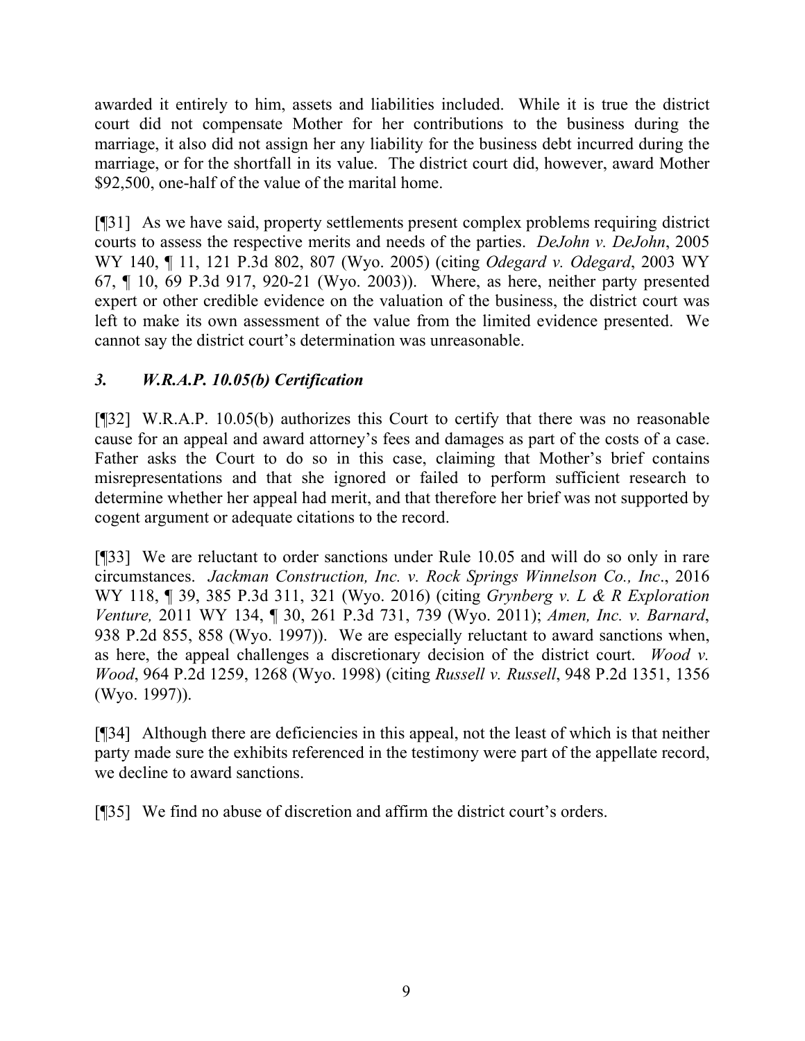awarded it entirely to him, assets and liabilities included. While it is true the district court did not compensate Mother for her contributions to the business during the marriage, it also did not assign her any liability for the business debt incurred during the marriage, or for the shortfall in its value. The district court did, however, award Mother $92,500, one-half of the value of the marital home.

[¶31] As we have said, property settlements present complex problems requiring district courts to assess the respective merits and needs of the parties. *DeJohn v. DeJohn*, 2005 WY 140, ¶ 11, 121 P.3d 802, 807 (Wyo. 2005) (citing *Odegard v. Odegard*, 2003 WY 67, ¶ 10, 69 P.3d 917, 920-21 (Wyo. 2003)). Where, as here, neither party presented expert or other credible evidence on the valuation of the business, the district court was left to make its own assessment of the value from the limited evidence presented. We cannot say the district court's determination was unreasonable.

### *3. W.R.A.P. 10.05(b) Certification*

[¶32] W.R.A.P. 10.05(b) authorizes this Court to certify that there was no reasonable cause for an appeal and award attorney's fees and damages as part of the costs of a case. Father asks the Court to do so in this case, claiming that Mother's brief contains misrepresentations and that she ignored or failed to perform sufficient research to determine whether her appeal had merit, and that therefore her brief was not supported by cogent argument or adequate citations to the record.

[¶33] We are reluctant to order sanctions under Rule 10.05 and will do so only in rare circumstances. *Jackman Construction, Inc. v. Rock Springs Winnelson Co., Inc*., 2016 WY 118, ¶ 39, 385 P.3d 311, 321 (Wyo. 2016) (citing *Grynberg v. L & R Exploration Venture,* 2011 WY 134, ¶ 30, 261 P.3d 731, 739 (Wyo. 2011); *Amen, Inc. v. Barnard*, 938 P.2d 855, 858 (Wyo. 1997)). We are especially reluctant to award sanctions when, as here, the appeal challenges a discretionary decision of the district court. *Wood v. Wood*, 964 P.2d 1259, 1268 (Wyo. 1998) (citing *Russell v. Russell*, 948 P.2d 1351, 1356 (Wyo. 1997)).

[¶34] Although there are deficiencies in this appeal, not the least of which is that neither party made sure the exhibits referenced in the testimony were part of the appellate record, we decline to award sanctions.

[¶35] We find no abuse of discretion and affirm the district court's orders.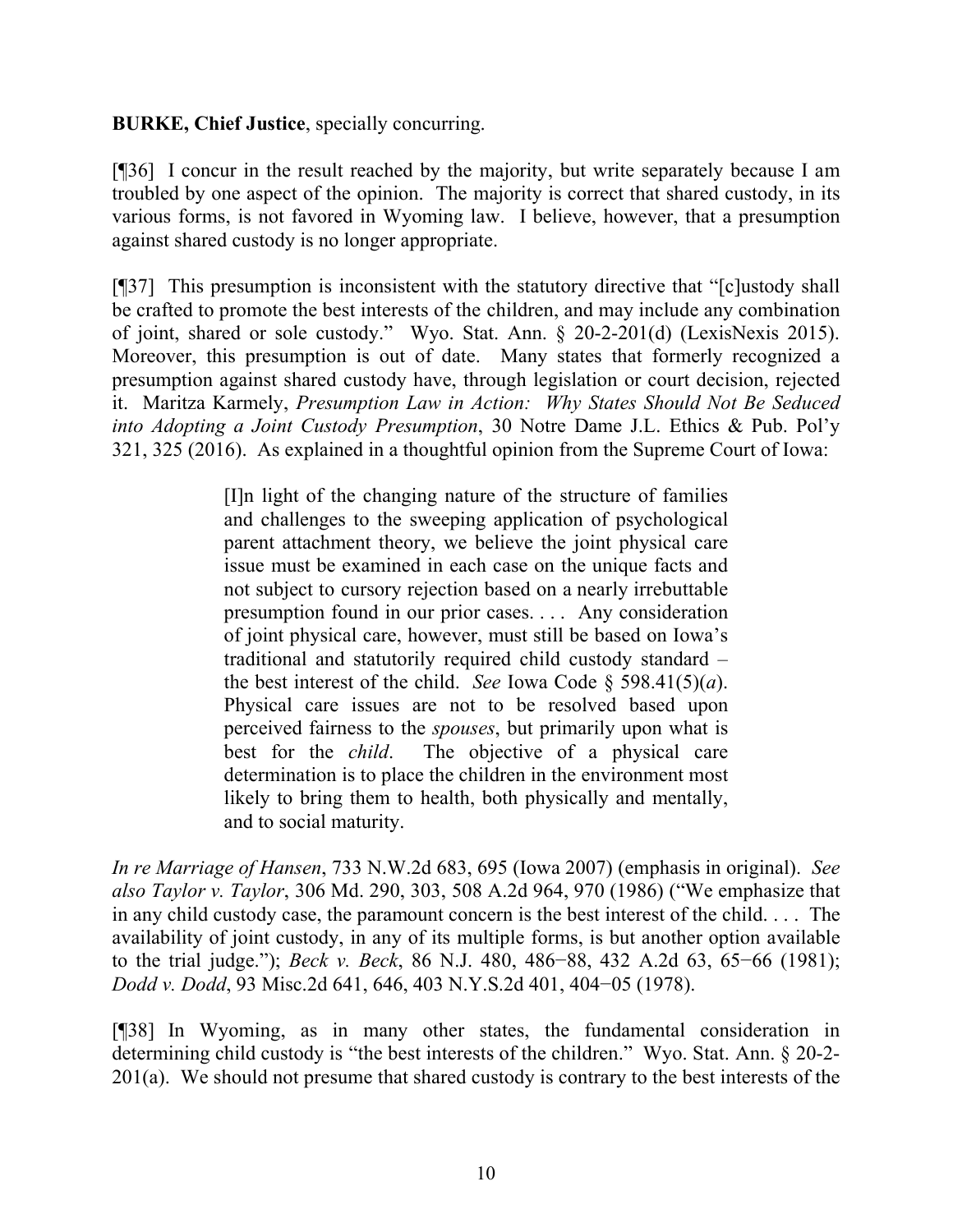**BURKE, Chief Justice**, specially concurring.

[¶36] I concur in the result reached by the majority, but write separately because I am troubled by one aspect of the opinion. The majority is correct that shared custody, in its various forms, is not favored in Wyoming law. I believe, however, that a presumption against shared custody is no longer appropriate.

[¶37] This presumption is inconsistent with the statutory directive that "[c]ustody shall be crafted to promote the best interests of the children, and may include any combination of joint, shared or sole custody." Wyo. Stat. Ann. § 20-2-201(d) (LexisNexis 2015). Moreover, this presumption is out of date. Many states that formerly recognized a presumption against shared custody have, through legislation or court decision, rejected it. Maritza Karmely, *Presumption Law in Action: Why States Should Not Be Seduced into Adopting a Joint Custody Presumption*, 30 Notre Dame J.L. Ethics & Pub. Pol'y 321, 325 (2016). As explained in a thoughtful opinion from the Supreme Court of Iowa:

> [I]n light of the changing nature of the structure of families and challenges to the sweeping application of psychological parent attachment theory, we believe the joint physical care issue must be examined in each case on the unique facts and not subject to cursory rejection based on a nearly irrebuttable presumption found in our prior cases. . . . Any consideration of joint physical care, however, must still be based on Iowa's traditional and statutorily required child custody standard – the best interest of the child. *See* Iowa Code § 598.41(5)(*a*). Physical care issues are not to be resolved based upon perceived fairness to the *spouses*, but primarily upon what is best for the *child*. The objective of a physical care determination is to place the children in the environment most likely to bring them to health, both physically and mentally, and to social maturity.

*In re Marriage of Hansen*, 733 N.W.2d 683, 695 (Iowa 2007) (emphasis in original). *See also Taylor v. Taylor*, 306 Md. 290, 303, 508 A.2d 964, 970 (1986) ("We emphasize that in any child custody case, the paramount concern is the best interest of the child. . . . The availability of joint custody, in any of its multiple forms, is but another option available to the trial judge."); *Beck v. Beck*, 86 N.J. 480, 486−88, 432 A.2d 63, 65−66 (1981); *Dodd v. Dodd*, 93 Misc.2d 641, 646, 403 N.Y.S.2d 401, 404−05 (1978).

[¶38] In Wyoming, as in many other states, the fundamental consideration in determining child custody is "the best interests of the children." Wyo. Stat. Ann. § 20-2-201(a). We should not presume that shared custody is contrary to the best interests of the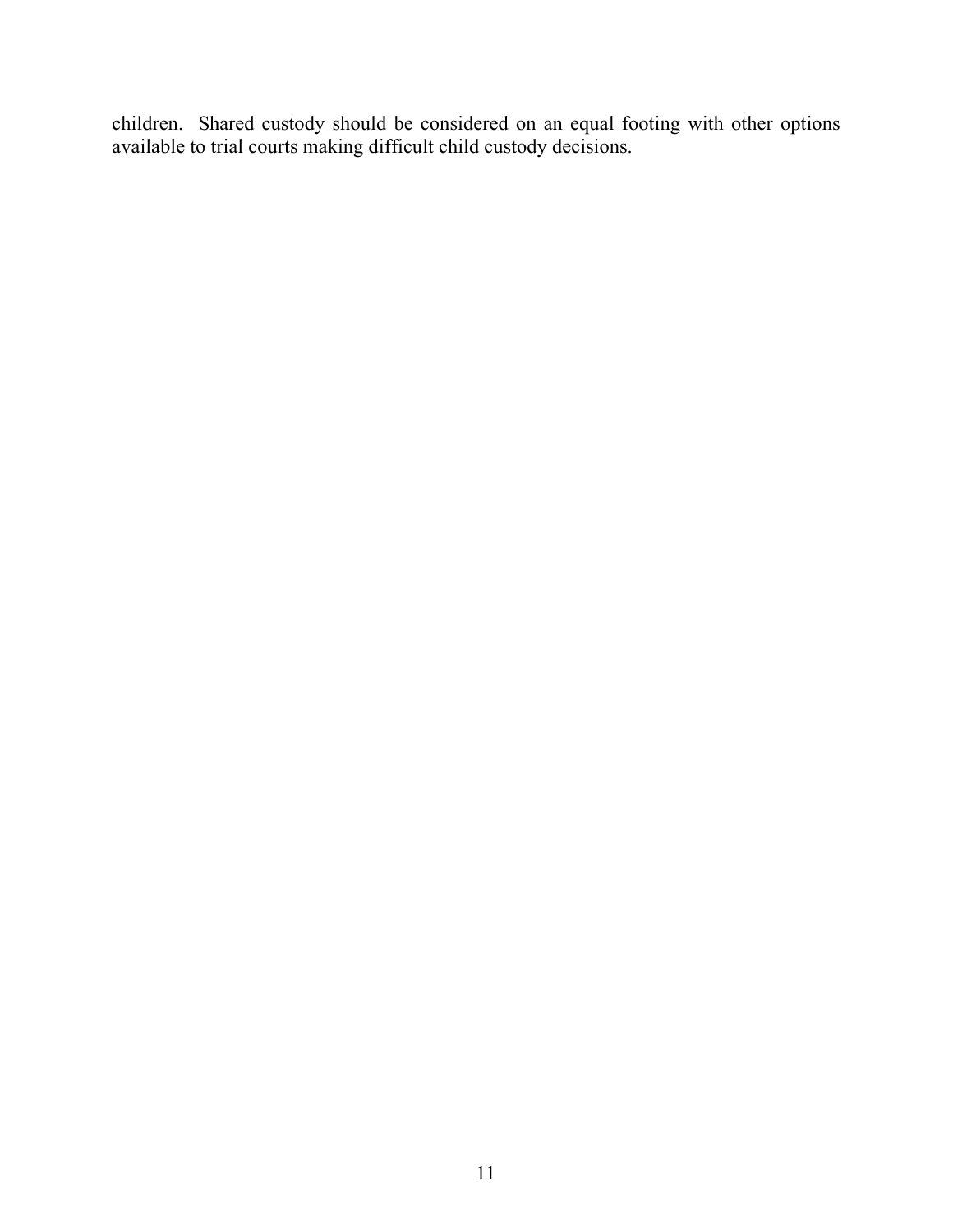children. Shared custody should be considered on an equal footing with other options available to trial courts making difficult child custody decisions.